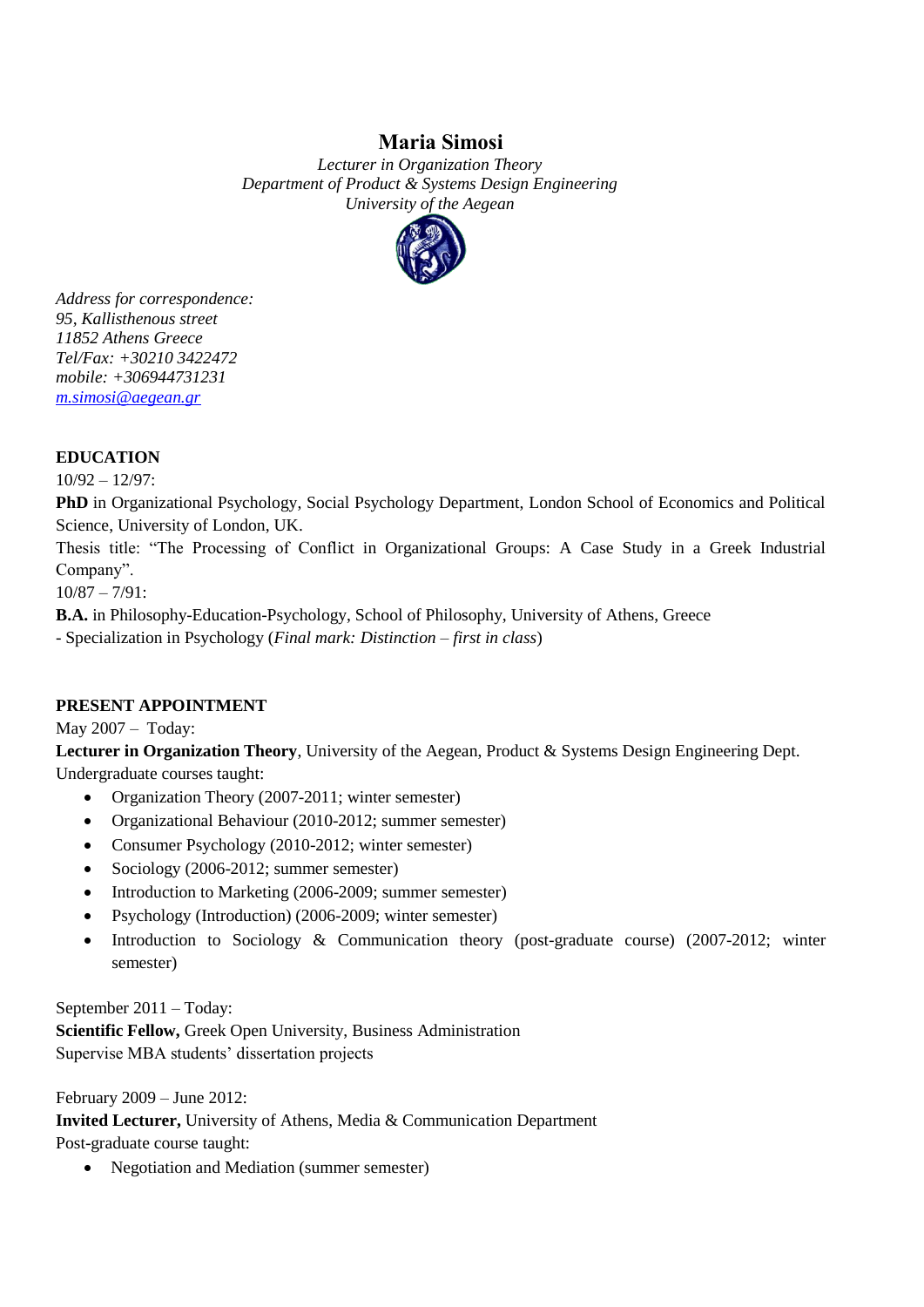# Maria Simosi

*Lecturer in Organization Theory*
*Department of Product & Systems Design Engineering*
*University of the Aegean*

*Address for correspondence:*
*95, Kallisthenous street*
*11852 Athens Greece*
*Tel/Fax: +30210 3422472*
*mobile: +306944731231*
*m.simosi@aegean.gr*

## EDUCATION

10/92 – 12/97:

**PhD** in Organizational Psychology, Social Psychology Department, London School of Economics and Political Science, University of London, UK.

Thesis title: "The Processing of Conflict in Organizational Groups: A Case Study in a Greek Industrial Company".

10/87 – 7/91:

**B.A.** in Philosophy-Education-Psychology, School of Philosophy, University of Athens, Greece

- Specialization in Psychology (*Final mark: Distinction – first in class*)

## PRESENT APPOINTMENT

May 2007 – Today:

**Lecturer in Organization Theory**, University of the Aegean, Product & Systems Design Engineering Dept.

Undergraduate courses taught:

- Organization Theory (2007-2011; winter semester)
- Organizational Behaviour (2010-2012; summer semester)
- Consumer Psychology (2010-2012; winter semester)
- Sociology (2006-2012; summer semester)
- Introduction to Marketing (2006-2009; summer semester)
- Psychology (Introduction) (2006-2009; winter semester)
- Introduction to Sociology & Communication theory (post-graduate course) (2007-2012; winter semester)

September 2011 – Today:

**Scientific Fellow,** Greek Open University, Business Administration

Supervise MBA students' dissertation projects

February 2009 – June 2012:

**Invited Lecturer,** University of Athens, Media & Communication Department

Post-graduate course taught:

- Negotiation and Mediation (summer semester)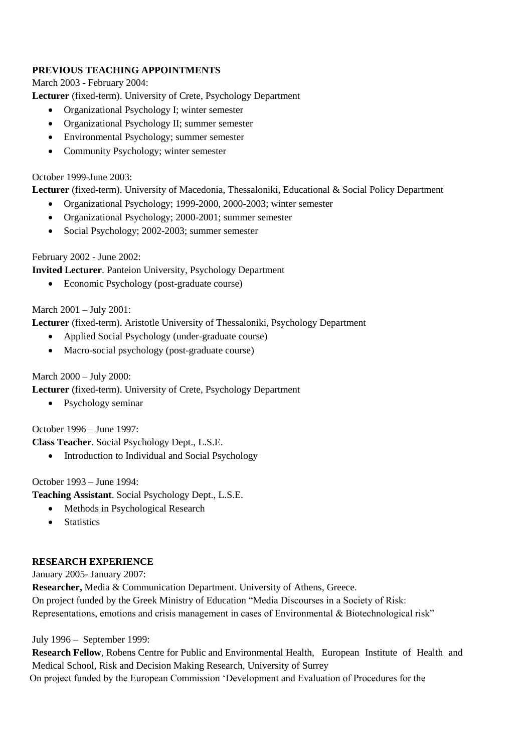## PREVIOUS TEACHING APPOINTMENTS

March 2003 - February 2004:

**Lecturer** (fixed-term). University of Crete, Psychology Department

- Organizational Psychology I; winter semester
- Organizational Psychology II; summer semester
- Environmental Psychology; summer semester
- Community Psychology; winter semester

October 1999-June 2003:

**Lecturer** (fixed-term). University of Macedonia, Thessaloniki, Educational & Social Policy Department

- Organizational Psychology; 1999-2000, 2000-2003; winter semester
- Organizational Psychology; 2000-2001; summer semester
- Social Psychology; 2002-2003; summer semester

February 2002 - June 2002:

**Invited Lecturer**. Panteion University, Psychology Department

- Economic Psychology (post-graduate course)

March 2001 – July 2001:

**Lecturer** (fixed-term). Aristotle University of Thessaloniki, Psychology Department

- Applied Social Psychology (under-graduate course)
- Macro-social psychology (post-graduate course)

March 2000 – July 2000:

**Lecturer** (fixed-term). University of Crete, Psychology Department

- Psychology seminar

October 1996 – June 1997:

**Class Teacher**. Social Psychology Dept., L.S.E.

- Introduction to Individual and Social Psychology

October 1993 – June 1994:

**Teaching Assistant**. Social Psychology Dept., L.S.E.

- Methods in Psychological Research
- Statistics

## RESEARCH EXPERIENCE

January 2005- January 2007:

**Researcher,** Media & Communication Department. University of Athens, Greece.
On project funded by the Greek Ministry of Education "Media Discourses in a Society of Risk: Representations, emotions and crisis management in cases of Environmental & Biotechnological risk"

July 1996 – September 1999:

**Research Fellow**, Robens Centre for Public and Environmental Health, European Institute of Health and Medical School, Risk and Decision Making Research, University of Surrey
On project funded by the European Commission 'Development and Evaluation of Procedures for the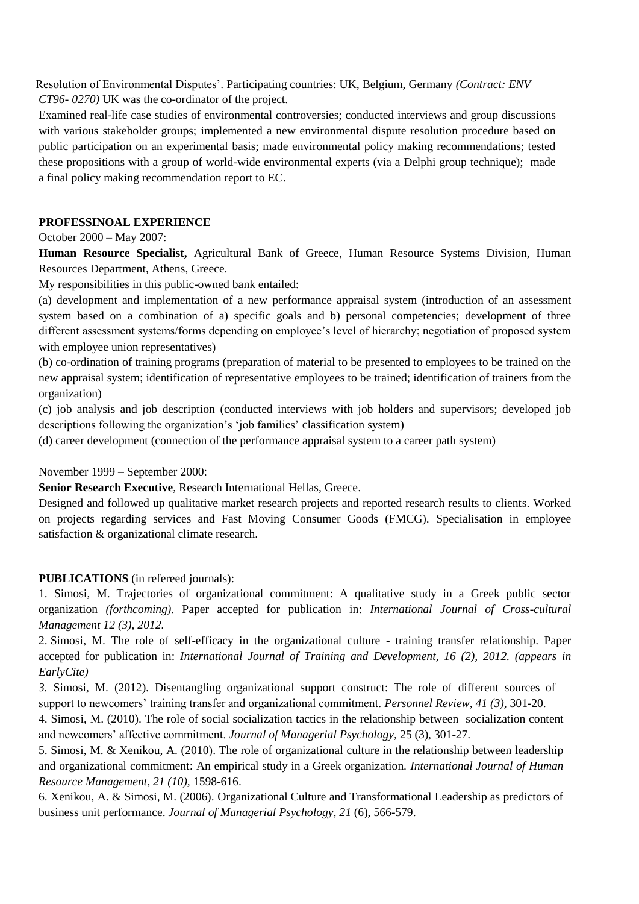Resolution of Environmental Disputes'. Participating countries: UK, Belgium, Germany *(Contract: ENV CT96- 0270)* UK was the co-ordinator of the project.

Examined real-life case studies of environmental controversies; conducted interviews and group discussions with various stakeholder groups; implemented a new environmental dispute resolution procedure based on public participation on an experimental basis; made environmental policy making recommendations; tested these propositions with a group of world-wide environmental experts (via a Delphi group technique); made a final policy making recommendation report to EC.

**PROFESSINOAL EXPERIENCE**

October 2000 – May 2007:

**Human Resource Specialist,** Agricultural Bank of Greece, Human Resource Systems Division, Human Resources Department, Athens, Greece.

My responsibilities in this public-owned bank entailed:

(a) development and implementation of a new performance appraisal system (introduction of an assessment system based on a combination of a) specific goals and b) personal competencies; development of three different assessment systems/forms depending on employee's level of hierarchy; negotiation of proposed system with employee union representatives)

(b) co-ordination of training programs (preparation of material to be presented to employees to be trained on the new appraisal system; identification of representative employees to be trained; identification of trainers from the organization)

(c) job analysis and job description (conducted interviews with job holders and supervisors; developed job descriptions following the organization's 'job families' classification system)

(d) career development (connection of the performance appraisal system to a career path system)

November 1999 – September 2000:

**Senior Research Executive**, Research International Hellas, Greece.

Designed and followed up qualitative market research projects and reported research results to clients. Worked on projects regarding services and Fast Moving Consumer Goods (FMCG). Specialisation in employee satisfaction & organizational climate research.

**PUBLICATIONS** (in refereed journals):

1. Simosi, M. Trajectories of organizational commitment: A qualitative study in a Greek public sector organization *(forthcoming)*. Paper accepted for publication in: *International Journal of Cross-cultural Management 12 (3), 2012.*

2. Simosi, M. The role of self-efficacy in the organizational culture - training transfer relationship. Paper accepted for publication in: *International Journal of Training and Development, 16 (2), 2012. (appears in EarlyCite)*

3. Simosi, M. (2012). Disentangling organizational support construct: The role of different sources of support to newcomers' training transfer and organizational commitment. *Personnel Review, 41 (3),* 301-20.

4. Simosi, M. (2010). The role of social socialization tactics in the relationship between socialization content and newcomers' affective commitment. *Journal of Managerial Psychology*, 25 (3), 301-27.

5. Simosi, M. & Xenikou, A. (2010). The role of organizational culture in the relationship between leadership and organizational commitment: An empirical study in a Greek organization. *International Journal of Human Resource Management, 21 (10)*, 1598-616.

6. Xenikou, A. & Simosi, M. (2006). Organizational Culture and Transformational Leadership as predictors of business unit performance. *Journal of Managerial Psychology, 21* (6), 566-579.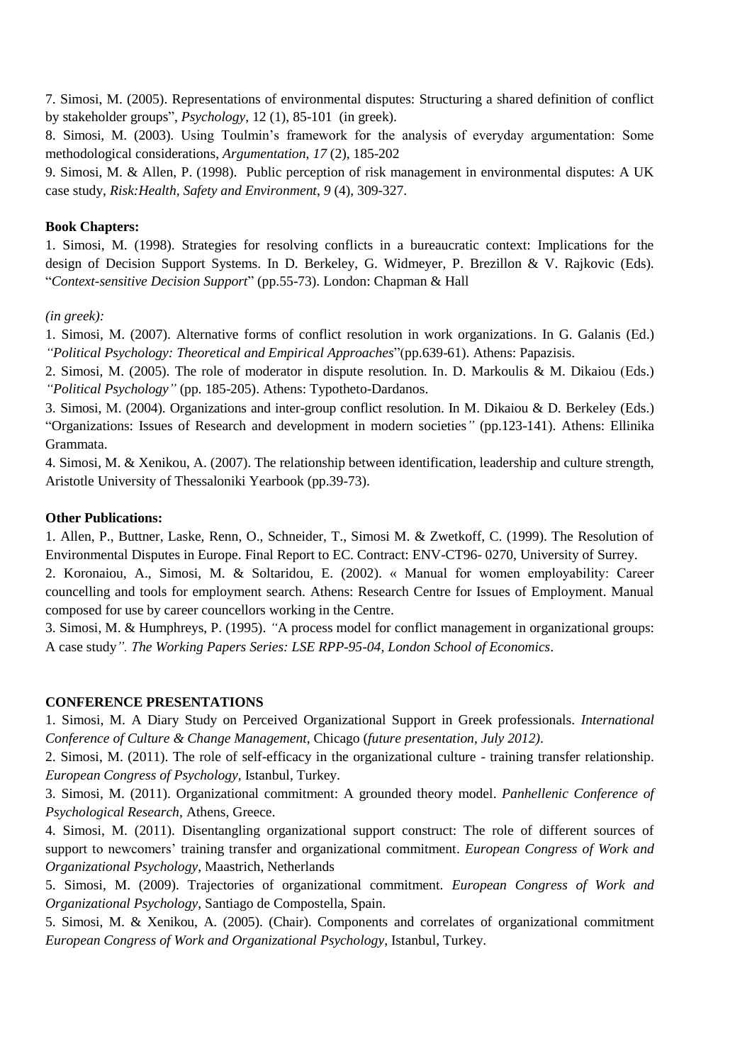7. Simosi, M. (2005). Representations of environmental disputes: Structuring a shared definition of conflict by stakeholder groups", *Psychology*, 12 (1), 85-101 (in greek).

8. Simosi, M. (2003). Using Toulmin's framework for the analysis of everyday argumentation: Some methodological considerations, *Argumentation*, *17* (2), 185-202

9. Simosi, M. & Allen, P. (1998). Public perception of risk management in environmental disputes: A UK case study, *Risk:Health, Safety and Environment*, *9* (4), 309-327.

**Book Chapters:**

1. Simosi, M. (1998). Strategies for resolving conflicts in a bureaucratic context: Implications for the design of Decision Support Systems. In D. Berkeley, G. Widmeyer, P. Brezillon & V. Rajkovic (Eds). "*Context-sensitive Decision Support*" (pp.55-73). London: Chapman & Hall

*(in greek):*

1. Simosi, M. (2007). Alternative forms of conflict resolution in work organizations. In G. Galanis (Ed.) *"Political Psychology: Theoretical and Empirical Approaches*"(pp.639-61). Athens: Papazisis.

2. Simosi, M. (2005). The role of moderator in dispute resolution. In. D. Markoulis & M. Dikaiou (Eds.) *"Political Psychology"* (pp. 185-205). Athens: Typotheto-Dardanos.

3. Simosi, M. (2004). Organizations and inter-group conflict resolution. In M. Dikaiou & D. Berkeley (Eds.) "Organizations: Issues of Research and development in modern societies*"* (pp.123-141). Athens: Ellinika Grammata.

4. Simosi, M. & Xenikou, A. (2007). The relationship between identification, leadership and culture strength, Aristotle University of Thessaloniki Yearbook (pp.39-73).

**Other Publications:**

1. Allen, P., Buttner, Laske, Renn, O., Schneider, T., Simosi M. & Zwetkoff, C. (1999). The Resolution of Environmental Disputes in Europe. Final Report to EC. Contract: ENV-CT96- 0270, University of Surrey.

2. Koronaiou, A., Simosi, M. & Soltaridou, E. (2002). « Manual for women employability: Career councelling and tools for employment search. Athens: Research Centre for Issues of Employment. Manual composed for use by career councellors working in the Centre.

3. Simosi, M. & Humphreys, P. (1995). *"*A process model for conflict management in organizational groups: A case study*". The Working Papers Series: LSE RPP-95-04, London School of Economics*.

**CONFERENCE PRESENTATIONS**

1. Simosi, M. A Diary Study on Perceived Organizational Support in Greek professionals. *International Conference of Culture & Change Management*, Chicago (*future presentation, July 2012)*.

2. Simosi, M. (2011). The role of self-efficacy in the organizational culture - training transfer relationship. *European Congress of Psychology*, Istanbul, Turkey.

3. Simosi, M. (2011). Organizational commitment: A grounded theory model. *Panhellenic Conference of Psychological Research*, Athens, Greece.

4. Simosi, M. (2011). Disentangling organizational support construct: The role of different sources of support to newcomers' training transfer and organizational commitment. *European Congress of Work and Organizational Psychology*, Maastrich, Netherlands

5. Simosi, M. (2009). Trajectories of organizational commitment. *European Congress of Work and Organizational Psychology*, Santiago de Compostella, Spain.

5. Simosi, M. & Xenikou, A. (2005). (Chair). Components and correlates of organizational commitment *European Congress of Work and Organizational Psychology*, Istanbul, Turkey.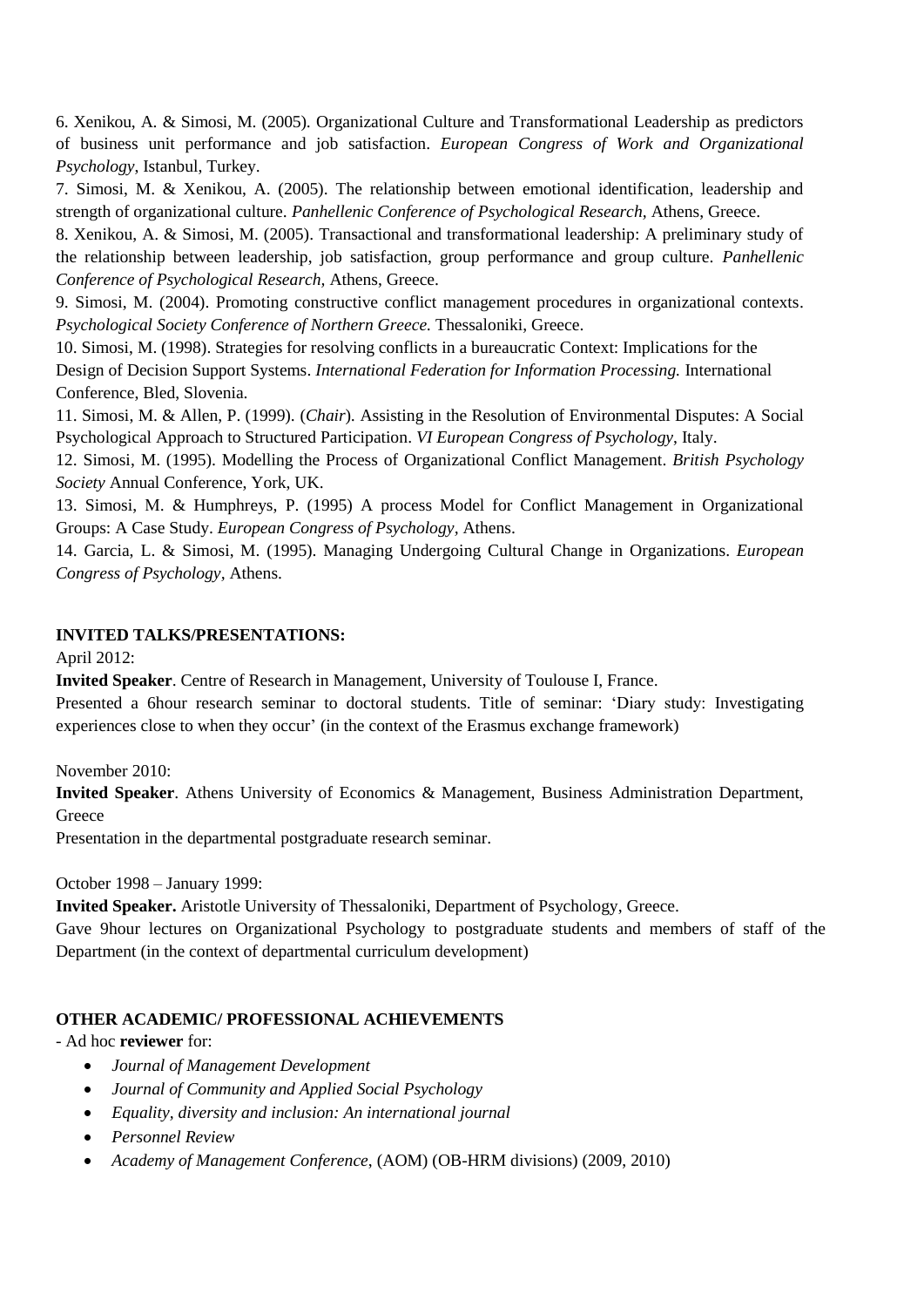6. Xenikou, A. & Simosi, M. (2005). Organizational Culture and Transformational Leadership as predictors of business unit performance and job satisfaction. *European Congress of Work and Organizational Psychology*, Istanbul, Turkey.

7. Simosi, M. & Xenikou, A. (2005). The relationship between emotional identification, leadership and strength of organizational culture. *Panhellenic Conference of Psychological Research*, Athens, Greece.

8. Xenikou, A. & Simosi, M. (2005). Transactional and transformational leadership: A preliminary study of the relationship between leadership, job satisfaction, group performance and group culture. *Panhellenic Conference of Psychological Research,* Athens, Greece.

9. Simosi, M. (2004). Promoting constructive conflict management procedures in organizational contexts. *Psychological Society Conference of Northern Greece.* Thessaloniki, Greece.

10. Simosi, M. (1998). Strategies for resolving conflicts in a bureaucratic Context: Implications for the Design of Decision Support Systems. *International Federation for Information Processing.* International Conference, Bled, Slovenia.

11. Simosi, M. & Allen, P. (1999). (*Chair*). Assisting in the Resolution of Environmental Disputes: A Social Psychological Approach to Structured Participation. *VI European Congress of Psychology*, Italy.

12. Simosi, M. (1995). Modelling the Process of Organizational Conflict Management. *British Psychology Society* Annual Conference, York, UK.

13. Simosi, M. & Humphreys, P. (1995) A process Model for Conflict Management in Organizational Groups: A Case Study. *European Congress of Psychology*, Athens.

14. Garcia, L. & Simosi, M. (1995). Managing Undergoing Cultural Change in Organizations. *European Congress of Psychology,* Athens.

**INVITED TALKS/PRESENTATIONS:**

April 2012:

**Invited Speaker**. Centre of Research in Management, University of Toulouse I, France.

Presented a 6hour research seminar to doctoral students. Title of seminar: 'Diary study: Investigating experiences close to when they occur' (in the context of the Erasmus exchange framework)

November 2010:

**Invited Speaker**. Athens University of Economics & Management, Business Administration Department, Greece

Presentation in the departmental postgraduate research seminar.

October 1998 – January 1999:

**Invited Speaker.** Aristotle University of Thessaloniki, Department of Psychology, Greece.

Gave 9hour lectures on Organizational Psychology to postgraduate students and members of staff of the Department (in the context of departmental curriculum development)

**OTHER ACADEMIC/ PROFESSIONAL ACHIEVEMENTS**

- Ad hoc **reviewer** for:
  - *Journal of Management Development*
  - *Journal of Community and Applied Social Psychology*
  - *Equality, diversity and inclusion: An international journal*
  - *Personnel Review*
  - *Academy of Management Conference*, (AOM) (OB-HRM divisions) (2009, 2010)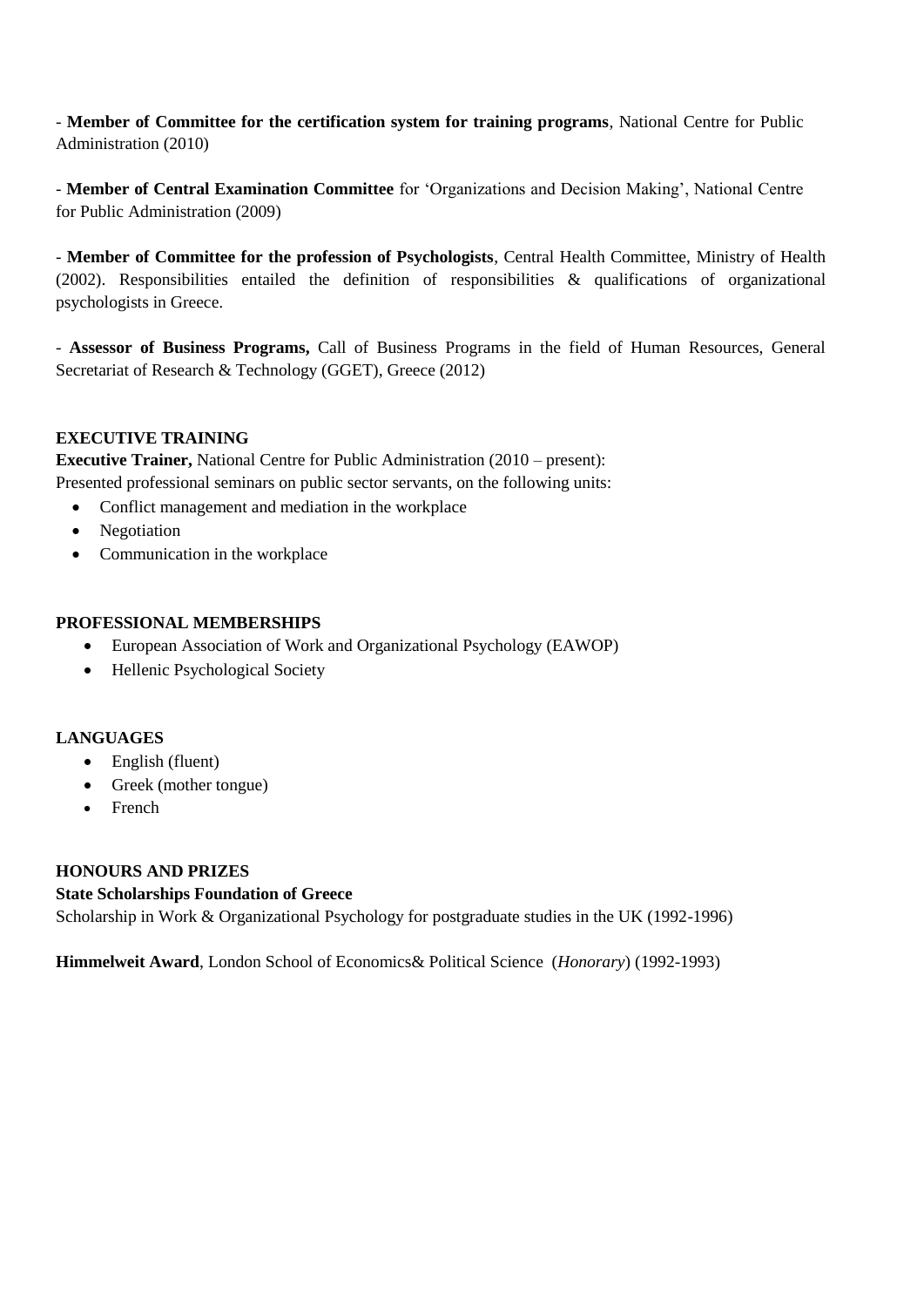- **Member of Committee for the certification system for training programs**, National Centre for Public Administration (2010)

- **Member of Central Examination Committee** for 'Organizations and Decision Making', National Centre for Public Administration (2009)

- **Member of Committee for the profession of Psychologists**, Central Health Committee, Ministry of Health (2002). Responsibilities entailed the definition of responsibilities & qualifications of organizational psychologists in Greece.

- **Assessor of Business Programs,** Call of Business Programs in the field of Human Resources, General Secretariat of Research & Technology (GGET), Greece (2012)

**EXECUTIVE TRAINING**

**Executive Trainer,** National Centre for Public Administration (2010 – present):
Presented professional seminars on public sector servants, on the following units:

- Conflict management and mediation in the workplace
- Negotiation
- Communication in the workplace

**PROFESSIONAL MEMBERSHIPS**

- European Association of Work and Organizational Psychology (EAWOP)
- Hellenic Psychological Society

**LANGUAGES**

- English (fluent)
- Greek (mother tongue)
- French

**HONOURS AND PRIZES**

**State Scholarships Foundation of Greece**
Scholarship in Work & Organizational Psychology for postgraduate studies in the UK (1992-1996)

**Himmelweit Award**, London School of Economics& Political Science (*Honorary*) (1992-1993)